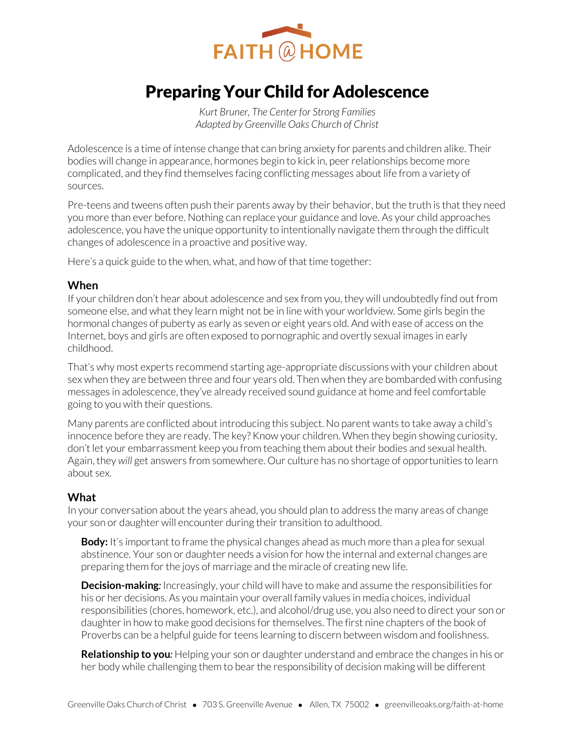FAITH @ HOME

# Preparing Your Child for Adolescence

*Kurt Bruner, The Center for Strong Families*
*Adapted by Greenville Oaks Church of Christ*

Adolescence is a time of intense change that can bring anxiety for parents and children alike. Their bodies will change in appearance, hormones begin to kick in, peer relationships become more complicated, and they find themselves facing conflicting messages about life from a variety of sources.

Pre-teens and tweens often push their parents away by their behavior, but the truth is that they need you more than ever before. Nothing can replace your guidance and love. As your child approaches adolescence, you have the unique opportunity to intentionally navigate them through the difficult changes of adolescence in a proactive and positive way.

Here's a quick guide to the when, what, and how of that time together:

## When

If your children don't hear about adolescence and sex from you, they will undoubtedly find out from someone else, and what they learn might not be in line with your worldview. Some girls begin the hormonal changes of puberty as early as seven or eight years old. And with ease of access on the Internet, boys and girls are often exposed to pornographic and overtly sexual images in early childhood.

That's why most experts recommend starting age-appropriate discussions with your children about sex when they are between three and four years old. Then when they are bombarded with confusing messages in adolescence, they've already received sound guidance at home and feel comfortable going to you with their questions.

Many parents are conflicted about introducing this subject. No parent wants to take away a child's innocence before they are ready. The key? Know your children. When they begin showing curiosity, don't let your embarrassment keep you from teaching them about their bodies and sexual health. Again, they *will* get answers from somewhere. Our culture has no shortage of opportunities to learn about sex.

## What

In your conversation about the years ahead, you should plan to address the many areas of change your son or daughter will encounter during their transition to adulthood.

**Body:** It's important to frame the physical changes ahead as much more than a plea for sexual abstinence. Your son or daughter needs a vision for how the internal and external changes are preparing them for the joys of marriage and the miracle of creating new life.

**Decision-making:** Increasingly, your child will have to make and assume the responsibilities for his or her decisions. As you maintain your overall family values in media choices, individual responsibilities (chores, homework, etc.), and alcohol/drug use, you also need to direct your son or daughter in how to make good decisions for themselves. The first nine chapters of the book of Proverbs can be a helpful guide for teens learning to discern between wisdom and foolishness.

**Relationship to you:** Helping your son or daughter understand and embrace the changes in his or her body while challenging them to bear the responsibility of decision making will be different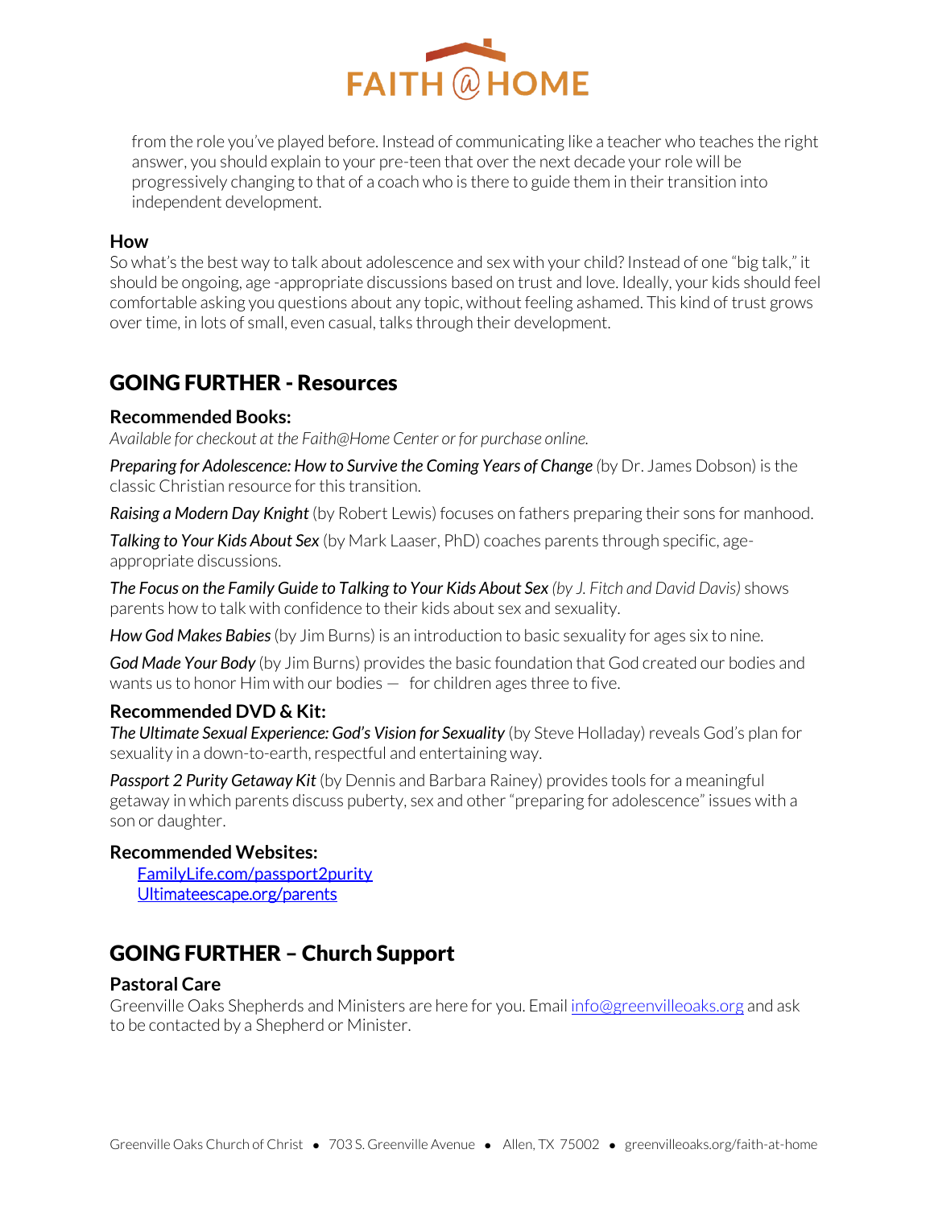from the role you've played before. Instead of communicating like a teacher who teaches the right answer, you should explain to your pre-teen that over the next decade your role will be progressively changing to that of a coach who is there to guide them in their transition into independent development.

### How

So what's the best way to talk about adolescence and sex with your child? Instead of one "big talk," it should be ongoing, age -appropriate discussions based on trust and love. Ideally, your kids should feel comfortable asking you questions about any topic, without feeling ashamed. This kind of trust grows over time, in lots of small, even casual, talks through their development.

## GOING FURTHER - Resources

### Recommended Books:

*Available for checkout at the Faith@Home Center or for purchase online.*

***Preparing for Adolescence: How to Survive the Coming Years of Change*** *(*by Dr. James Dobson) is the classic Christian resource for this transition.

***Raising a Modern Day Knight*** (by Robert Lewis) focuses on fathers preparing their sons for manhood.

***Talking to Your Kids About Sex*** (by Mark Laaser, PhD) coaches parents through specific, age-appropriate discussions.

***The Focus on the Family Guide to Talking to Your Kids About Sex*** *(by J. Fitch and David Davis)* shows parents how to talk with confidence to their kids about sex and sexuality.

***How God Makes Babies*** (by Jim Burns) is an introduction to basic sexuality for ages six to nine.

***God Made Your Body*** (by Jim Burns) provides the basic foundation that God created our bodies and wants us to honor Him with our bodies — for children ages three to five.

### Recommended DVD & Kit:

***The Ultimate Sexual Experience: God's Vision for Sexuality*** (by Steve Holladay) reveals God's plan for sexuality in a down-to-earth, respectful and entertaining way.

***Passport 2 Purity Getaway Kit*** (by Dennis and Barbara Rainey) provides tools for a meaningful getaway in which parents discuss puberty, sex and other "preparing for adolescence" issues with a son or daughter.

### Recommended Websites:

FamilyLife.com/passport2purity
Ultimateescape.org/parents

## GOING FURTHER – Church Support

### Pastoral Care

Greenville Oaks Shepherds and Ministers are here for you. Email info@greenvilleoaks.org and ask to be contacted by a Shepherd or Minister.